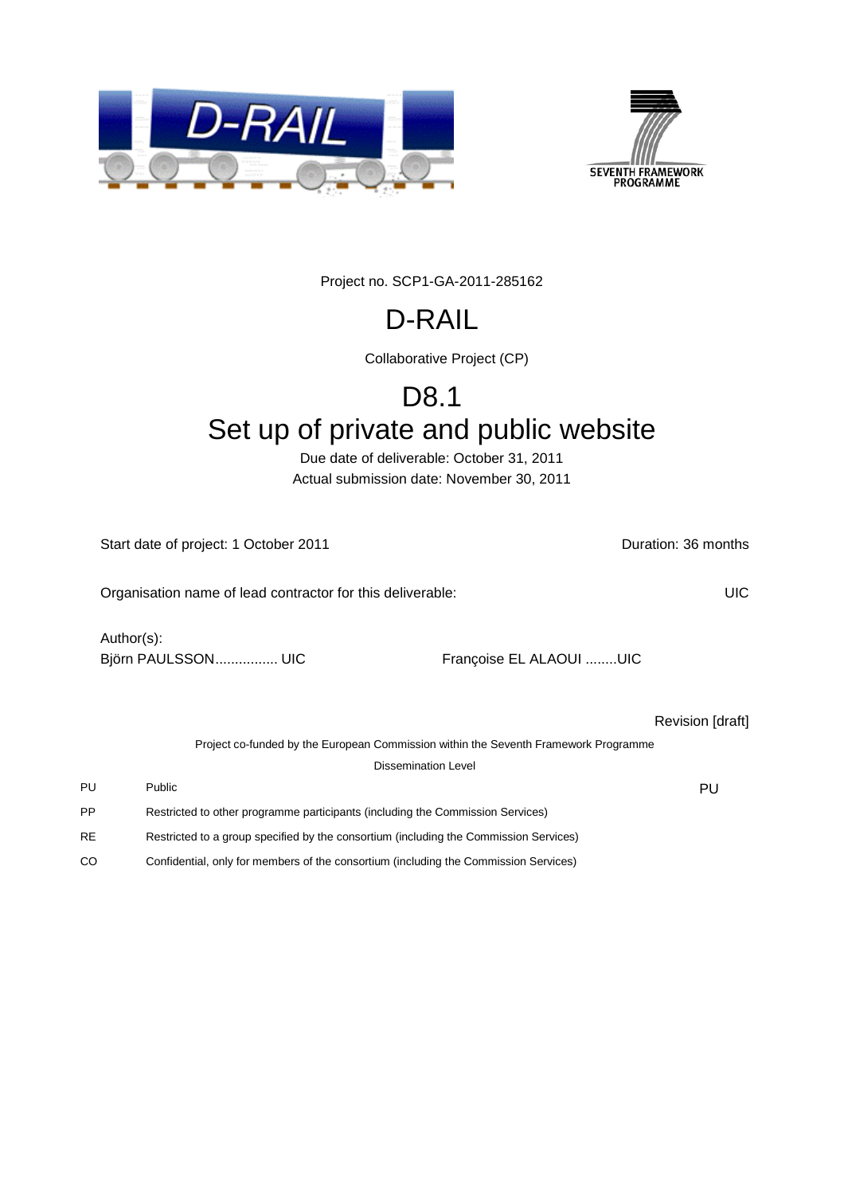Project no. SCP1-GA-2011-285162

# D-RAIL

Collaborative Project (CP)

# D8.1
# Set up of private and public website

Due date of deliverable: October 31, 2011

Actual submission date: November 30, 2011

Start date of project: 1 October 2011 | Duration: 36 months

Organisation name of lead contractor for this deliverable: UIC

Author(s):

Björn PAULSSON................ UIC | Françoise EL ALAOUI ........UIC

Revision [draft]

| Project co-funded by the European Commission within the Seventh Framework Programme | | |
|---|---|---|
| Dissemination Level | | |
| PU | Public | PU |
| PP | Restricted to other programme participants (including the Commission Services) | |
| RE | Restricted to a group specified by the consortium (including the Commission Services) | |
| CO | Confidential, only for members of the consortium (including the Commission Services) | |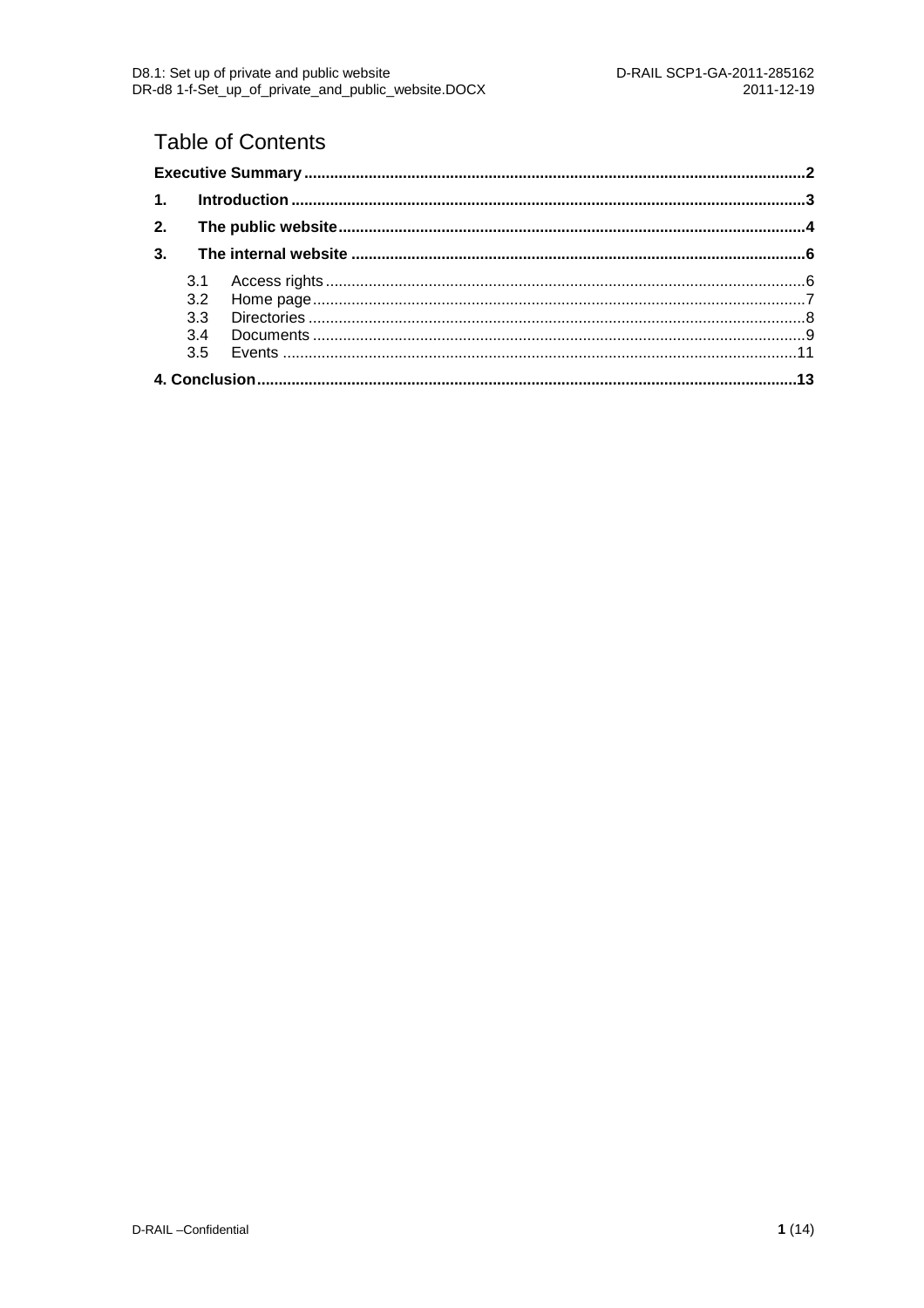# Table of Contents

**Executive Summary** .......... **2**

**1. Introduction** .......... **3**

**2. The public website** .......... **4**

**3. The internal website** .......... **6**

- 3.1 Access rights .......... 6
- 3.2 Home page .......... 7
- 3.3 Directories .......... 8
- 3.4 Documents .......... 9
- 3.5 Events .......... 11

**4. Conclusion** .......... **13**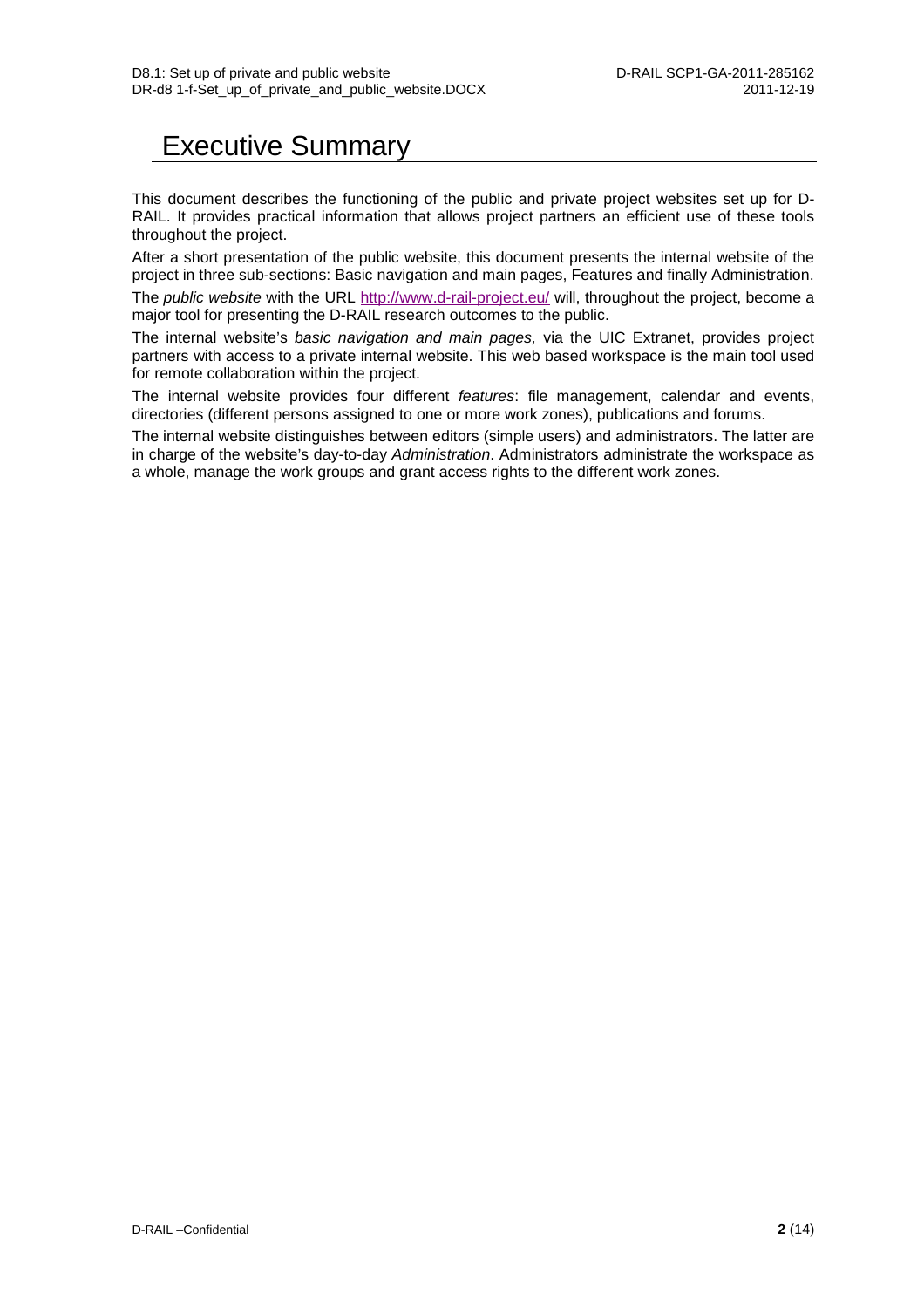# Executive Summary

This document describes the functioning of the public and private project websites set up for D-RAIL. It provides practical information that allows project partners an efficient use of these tools throughout the project.

After a short presentation of the public website, this document presents the internal website of the project in three sub-sections: Basic navigation and main pages, Features and finally Administration.

The *public website* with the URL http://www.d-rail-project.eu/ will, throughout the project, become a major tool for presenting the D-RAIL research outcomes to the public.

The internal website's *basic navigation and main pages,* via the UIC Extranet, provides project partners with access to a private internal website. This web based workspace is the main tool used for remote collaboration within the project.

The internal website provides four different *features*: file management, calendar and events, directories (different persons assigned to one or more work zones), publications and forums.

The internal website distinguishes between editors (simple users) and administrators. The latter are in charge of the website's day-to-day *Administration*. Administrators administrate the workspace as a whole, manage the work groups and grant access rights to the different work zones.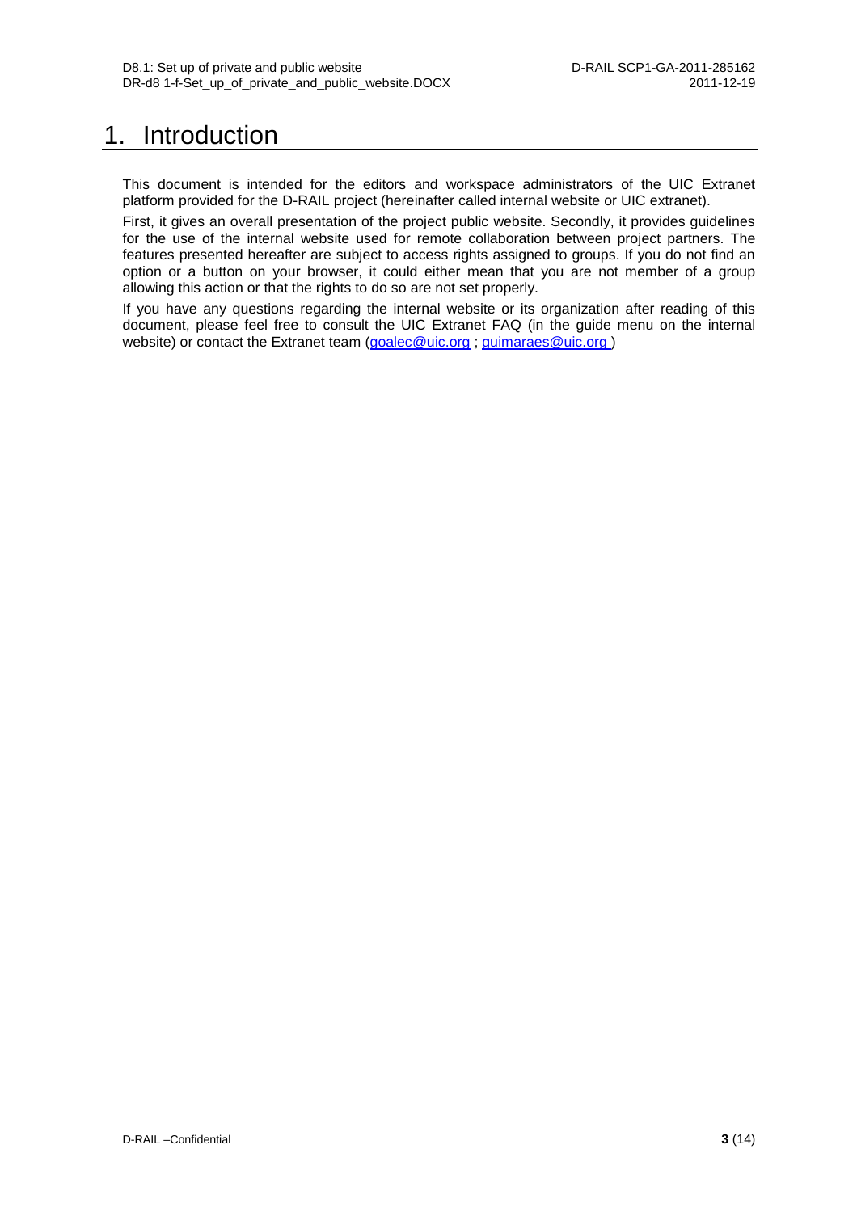# 1. Introduction

This document is intended for the editors and workspace administrators of the UIC Extranet platform provided for the D-RAIL project (hereinafter called internal website or UIC extranet).

First, it gives an overall presentation of the project public website. Secondly, it provides guidelines for the use of the internal website used for remote collaboration between project partners. The features presented hereafter are subject to access rights assigned to groups. If you do not find an option or a button on your browser, it could either mean that you are not member of a group allowing this action or that the rights to do so are not set properly.

If you have any questions regarding the internal website or its organization after reading of this document, please feel free to consult the UIC Extranet FAQ (in the guide menu on the internal website) or contact the Extranet team (goalec@uic.org ; guimaraes@uic.org )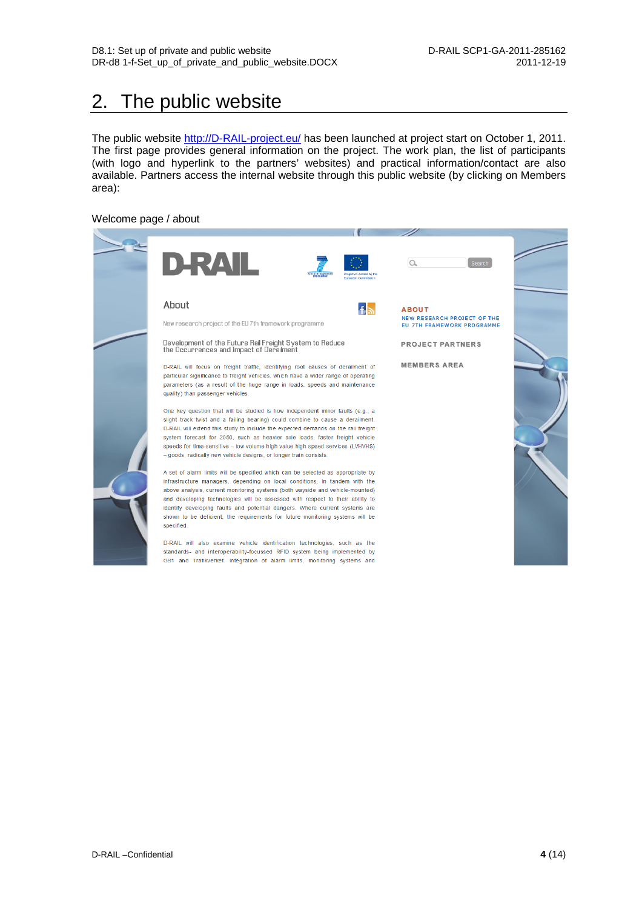# 2. The public website

The public website http://D-RAIL-project.eu/ has been launched at project start on October 1, 2011. The first page provides general information on the project. The work plan, the list of participants (with logo and hyperlink to the partners' websites) and practical information/contact are also available. Partners access the internal website through this public website (by clicking on Members area):

Welcome page / about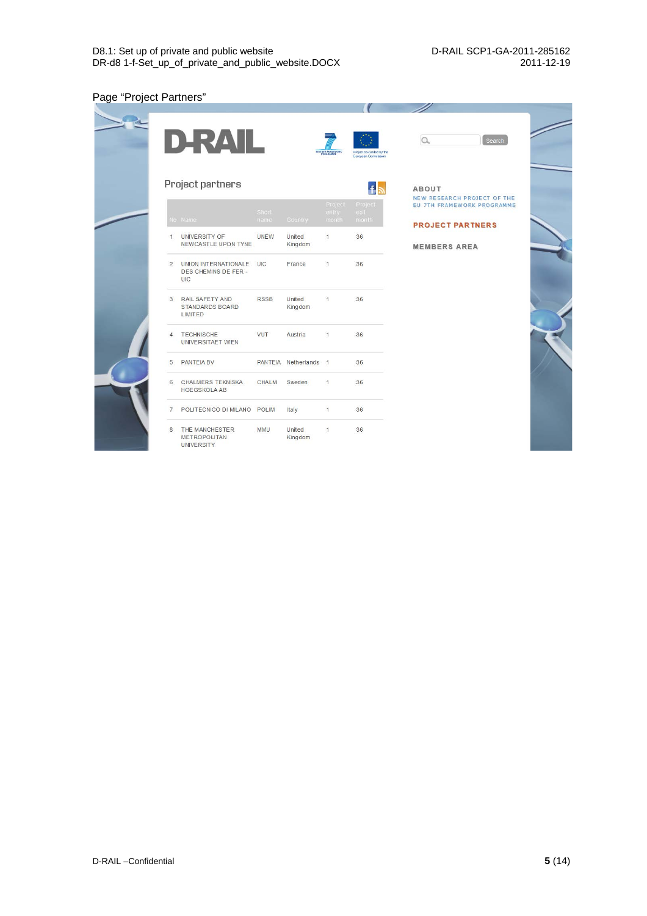Page “Project Partners”

D-RAIL

Project partners

| No | Name | Short name | Country | Project entry month | Project exit month |
|---|---|---|---|---|---|
| 1 | UNIVERSITY OF NEWCASTLE UPON TYNE | UNEW | United Kingdom | 1 | 36 |
| 2 | UNION INTERNATIONALE DES CHEMINS DE FER - UIC | UIC | France | 1 | 36 |
| 3 | RAIL SAFETY AND STANDARDS BOARD LIMITED | RSSB | United Kingdom | 1 | 36 |
| 4 | TECHNISCHE UNIVERSITAET WIEN | VUT | Austria | 1 | 36 |
| 5 | PANTEIA BV | PANTEIA | Netherlands | 1 | 36 |
| 6 | CHALMERS TEKNISKA HOEGSKOLA AB | CHALM | Sweden | 1 | 36 |
| 7 | POLITECNICO DI MILANO | POLIM | Italy | 1 | 36 |
| 8 | THE MANCHESTER METROPOLITAN UNIVERSITY | MMU | United Kingdom | 1 | 36 |

Search

ABOUT

NEW RESEARCH PROJECT OF THE EU 7TH FRAMEWORK PROGRAMME

PROJECT PARTNERS

MEMBERS AREA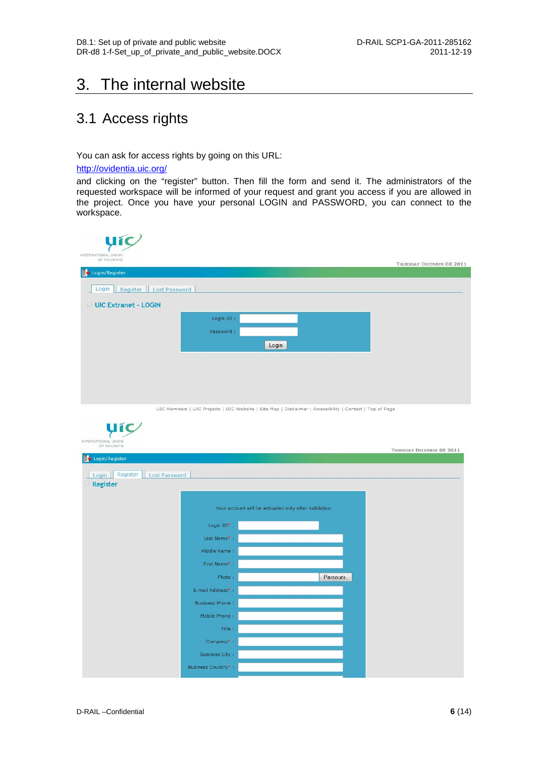# 3. The internal website

## 3.1 Access rights

You can ask for access rights by going on this URL:

http://ovidentia.uic.org/

and clicking on the "register" button. Then fill the form and send it. The administrators of the requested workspace will be informed of your request and grant you access if you are allowed in the project. Once you have your personal LOGIN and PASSWORD, you can connect to the workspace.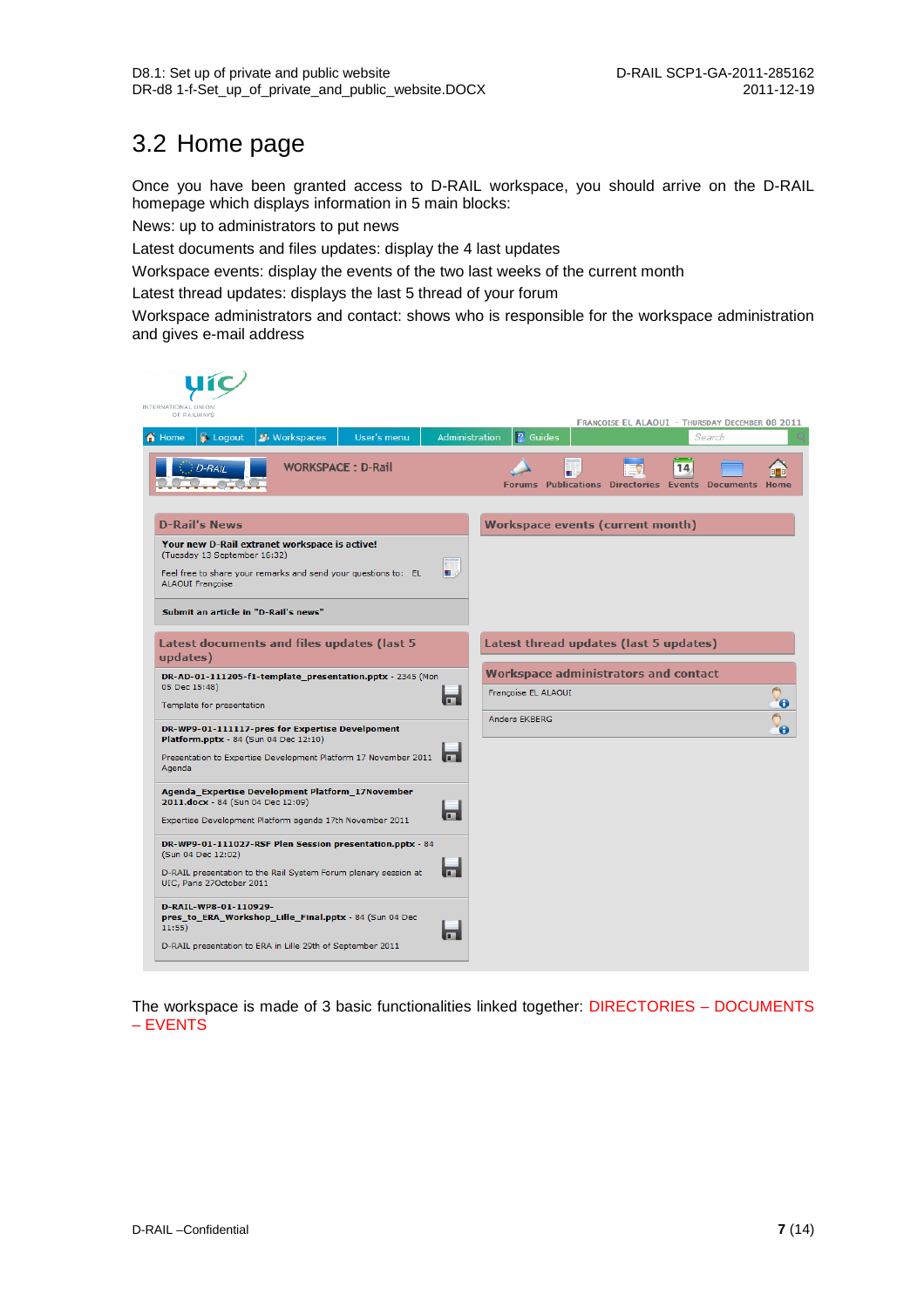## 3.2 Home page

Once you have been granted access to D-RAIL workspace, you should arrive on the D-RAIL homepage which displays information in 5 main blocks:

News: up to administrators to put news

Latest documents and files updates: display the 4 last updates

Workspace events: display the events of the two last weeks of the current month

Latest thread updates: displays the last 5 thread of your forum

Workspace administrators and contact: shows who is responsible for the workspace administration and gives e-mail address

The workspace is made of 3 basic functionalities linked together: DIRECTORIES – DOCUMENTS – EVENTS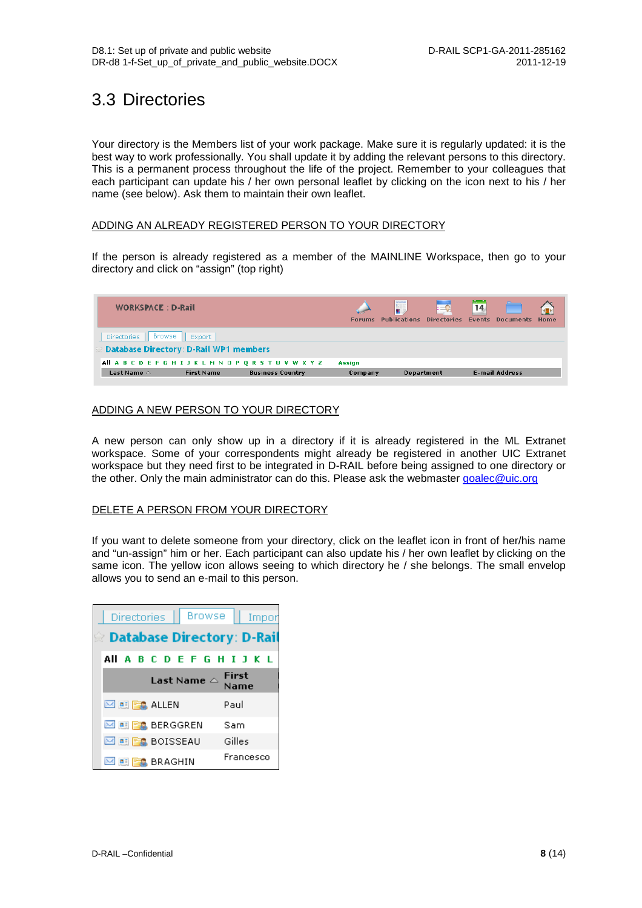## 3.3 Directories

Your directory is the Members list of your work package. Make sure it is regularly updated: it is the best way to work professionally. You shall update it by adding the relevant persons to this directory. This is a permanent process throughout the life of the project. Remember to your colleagues that each participant can update his / her own personal leaflet by clicking on the icon next to his / her name (see below). Ask them to maintain their own leaflet.

ADDING AN ALREADY REGISTERED PERSON TO YOUR DIRECTORY

If the person is already registered as a member of the MAINLINE Workspace, then go to your directory and click on “assign” (top right)

ADDING A NEW PERSON TO YOUR DIRECTORY

A new person can only show up in a directory if it is already registered in the ML Extranet workspace. Some of your correspondents might already be registered in another UIC Extranet workspace but they need first to be integrated in D-RAIL before being assigned to one directory or the other. Only the main administrator can do this. Please ask the webmaster goalec@uic.org

DELETE A PERSON FROM YOUR DIRECTORY

If you want to delete someone from your directory, click on the leaflet icon in front of her/his name and “un-assign” him or her. Each participant can also update his / her own leaflet by clicking on the same icon. The yellow icon allows seeing to which directory he / she belongs. The small envelop allows you to send an e-mail to this person.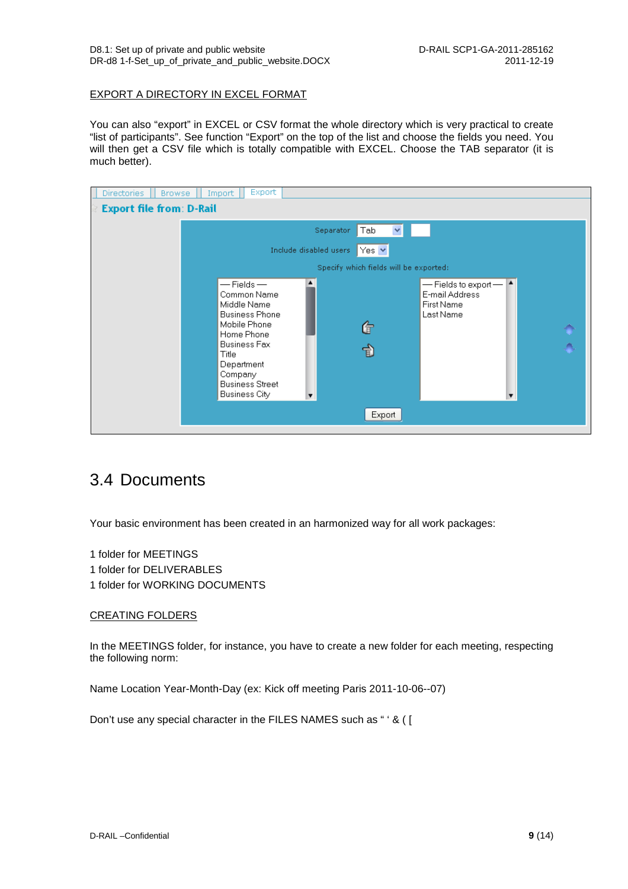EXPORT A DIRECTORY IN EXCEL FORMAT

You can also “export” in EXCEL or CSV format the whole directory which is very practical to create “list of participants”. See function “Export” on the top of the list and choose the fields you need. You will then get a CSV file which is totally compatible with EXCEL. Choose the TAB separator (it is much better).

## 3.4 Documents

Your basic environment has been created in an harmonized way for all work packages:

1 folder for MEETINGS

1 folder for DELIVERABLES

1 folder for WORKING DOCUMENTS

CREATING FOLDERS

In the MEETINGS folder, for instance, you have to create a new folder for each meeting, respecting the following norm:

Name Location Year-Month-Day (ex: Kick off meeting Paris 2011-10-06--07)

Don’t use any special character in the FILES NAMES such as “ ‘ & ( [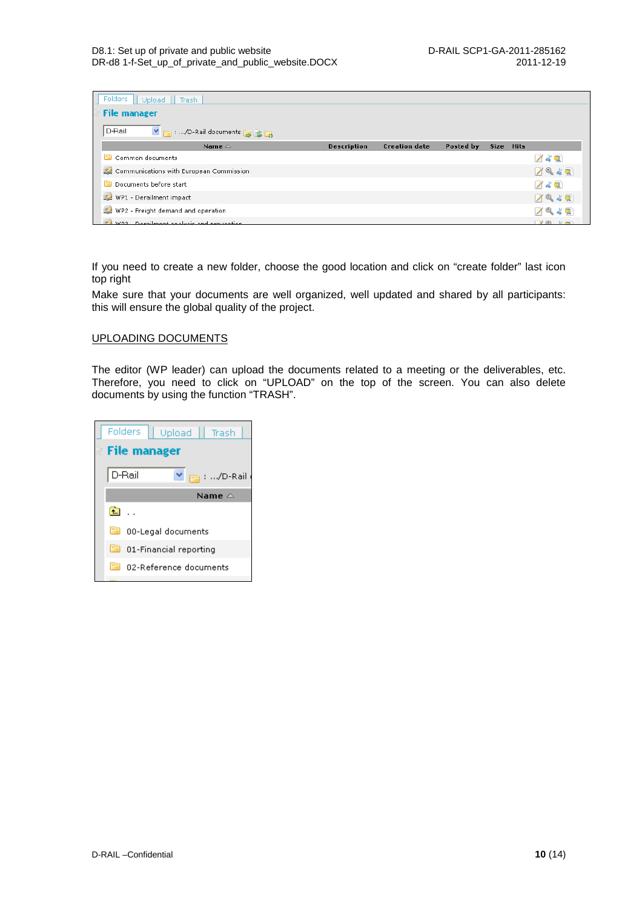If you need to create a new folder, choose the good location and click on “create folder” last icon top right

Make sure that your documents are well organized, well updated and shared by all participants: this will ensure the global quality of the project.

UPLOADING DOCUMENTS

The editor (WP leader) can upload the documents related to a meeting or the deliverables, etc. Therefore, you need to click on “UPLOAD” on the top of the screen. You can also delete documents by using the function “TRASH”.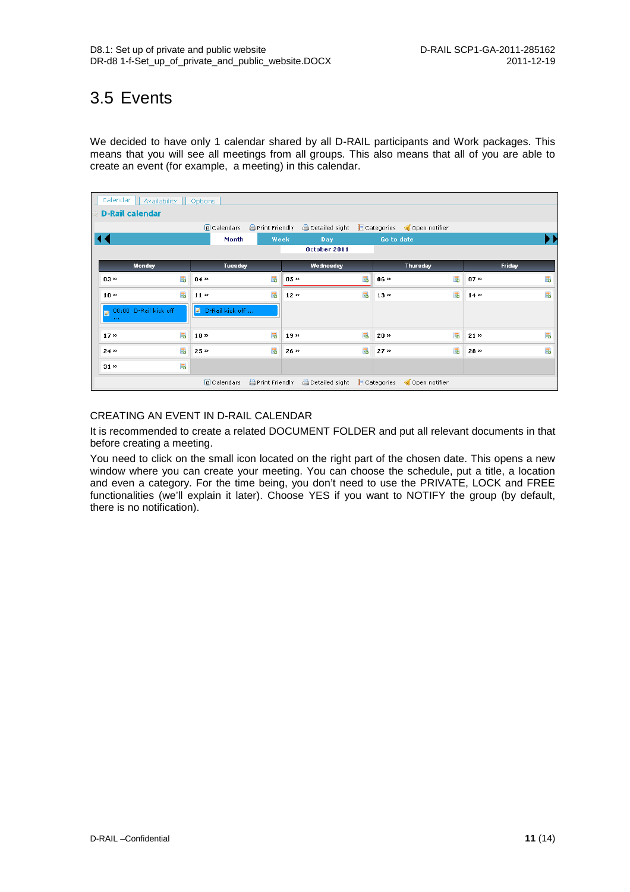## 3.5 Events

We decided to have only 1 calendar shared by all D-RAIL participants and Work packages. This means that you will see all meetings from all groups. This also means that all of you are able to create an event (for example, a meeting) in this calendar.

| Monday | Tuesday | Wednesday | Thursday | Friday |
|---|---|---|---|---|
| 03 » | 04 » | 05 » | 06 » | 07 » |
| 10 » | 11 » | 12 » | 13 » | 14 » |
| 08:00 D-Rail kick off ... | D-Rail kick off ... | | | |
| 17 » | 18 » | 19 » | 20 » | 21 » |
| 24 » | 25 » | 26 » | 27 » | 28 » |
| 31 » | | | | |

CREATING AN EVENT IN D-RAIL CALENDAR

It is recommended to create a related DOCUMENT FOLDER and put all relevant documents in that before creating a meeting.

You need to click on the small icon located on the right part of the chosen date. This opens a new window where you can create your meeting. You can choose the schedule, put a title, a location and even a category. For the time being, you don't need to use the PRIVATE, LOCK and FREE functionalities (we'll explain it later). Choose YES if you want to NOTIFY the group (by default, there is no notification).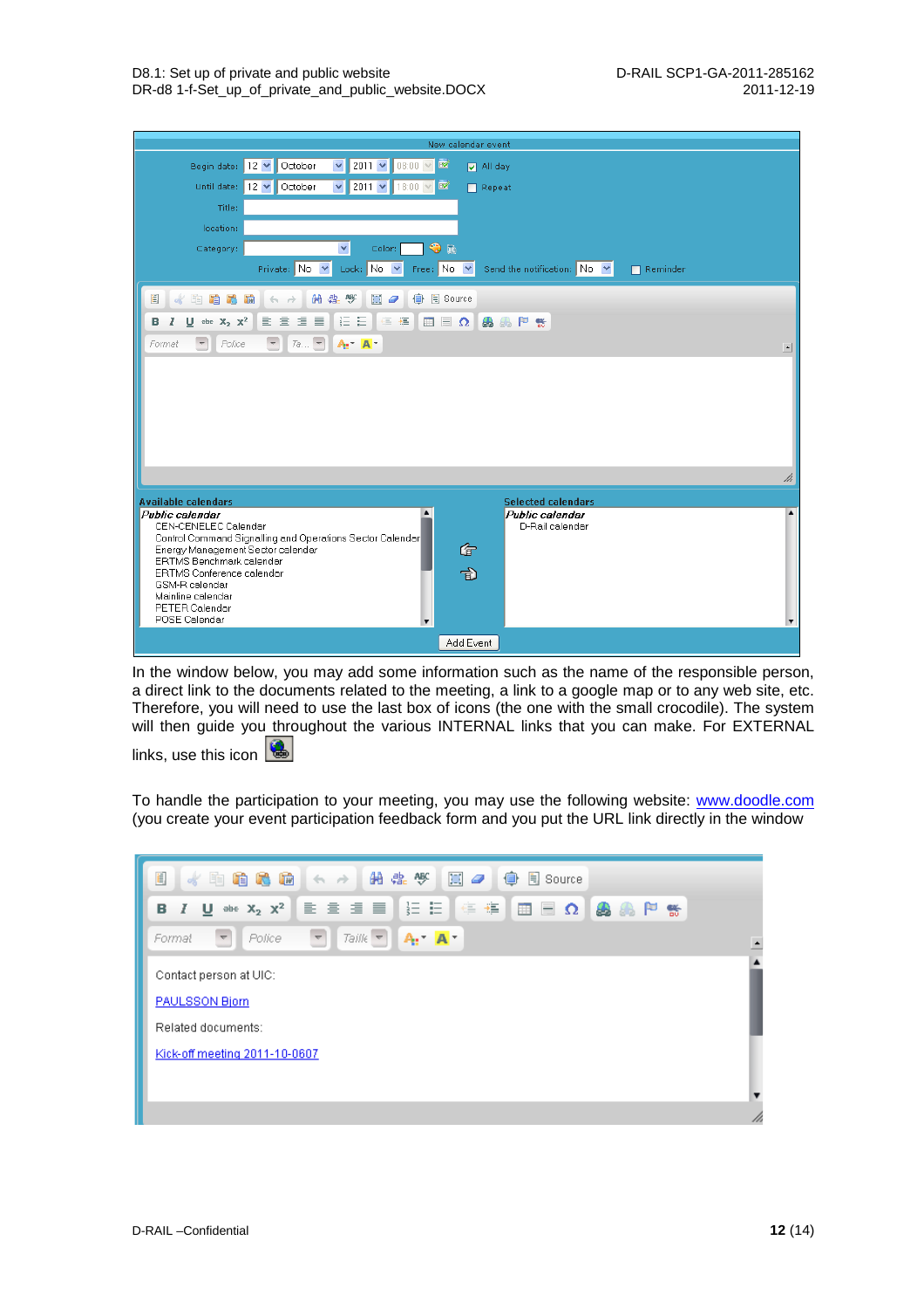In the window below, you may add some information such as the name of the responsible person, a direct link to the documents related to the meeting, a link to a google map or to any web site, etc. Therefore, you will need to use the last box of icons (the one with the small crocodile). The system will then guide you throughout the various INTERNAL links that you can make. For EXTERNAL links, use this icon

To handle the participation to your meeting, you may use the following website: [www.doodle.com](http://www.doodle.com) (you create your event participation feedback form and you put the URL link directly in the window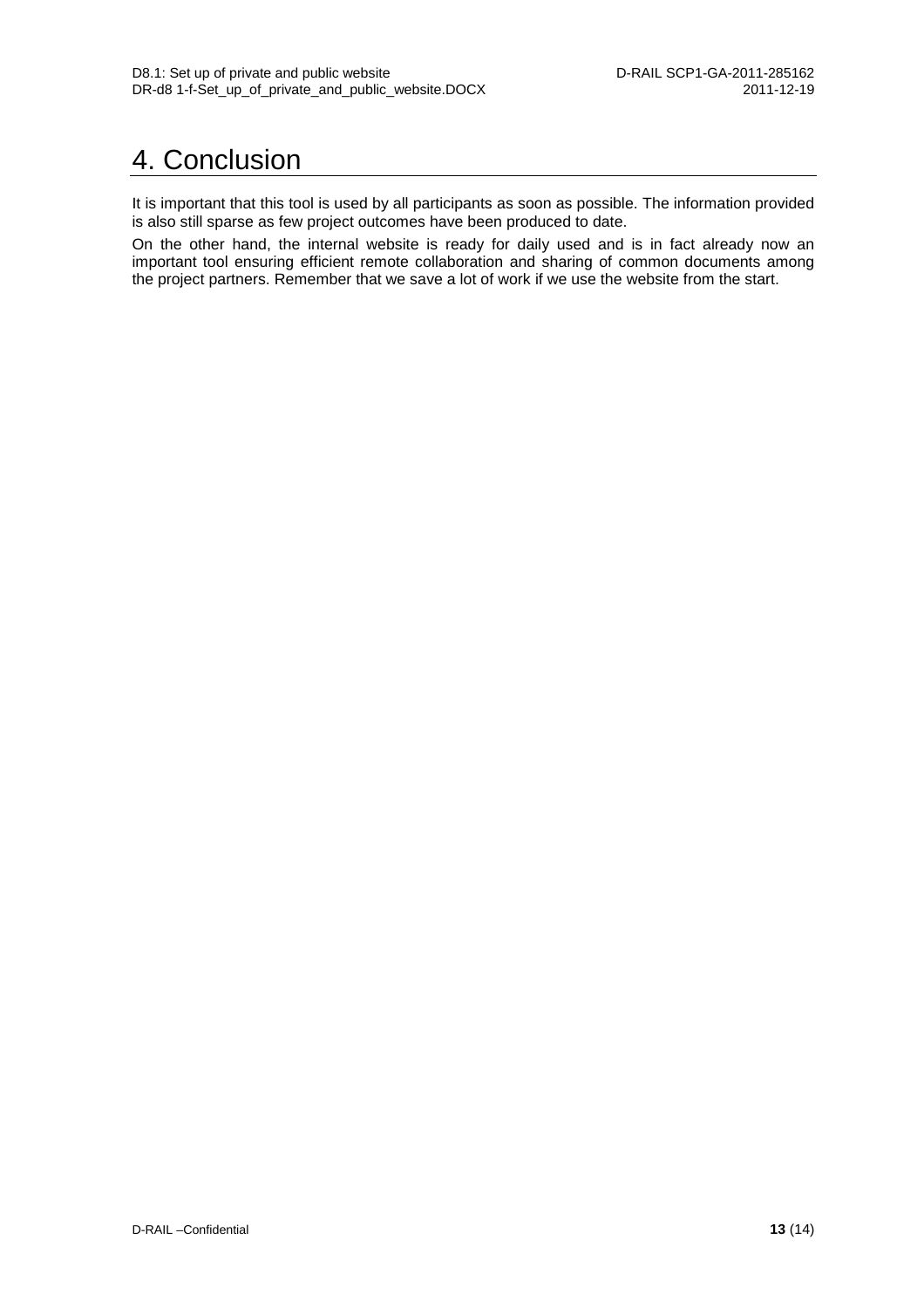# 4. Conclusion

It is important that this tool is used by all participants as soon as possible. The information provided is also still sparse as few project outcomes have been produced to date.

On the other hand, the internal website is ready for daily used and is in fact already now an important tool ensuring efficient remote collaboration and sharing of common documents among the project partners. Remember that we save a lot of work if we use the website from the start.